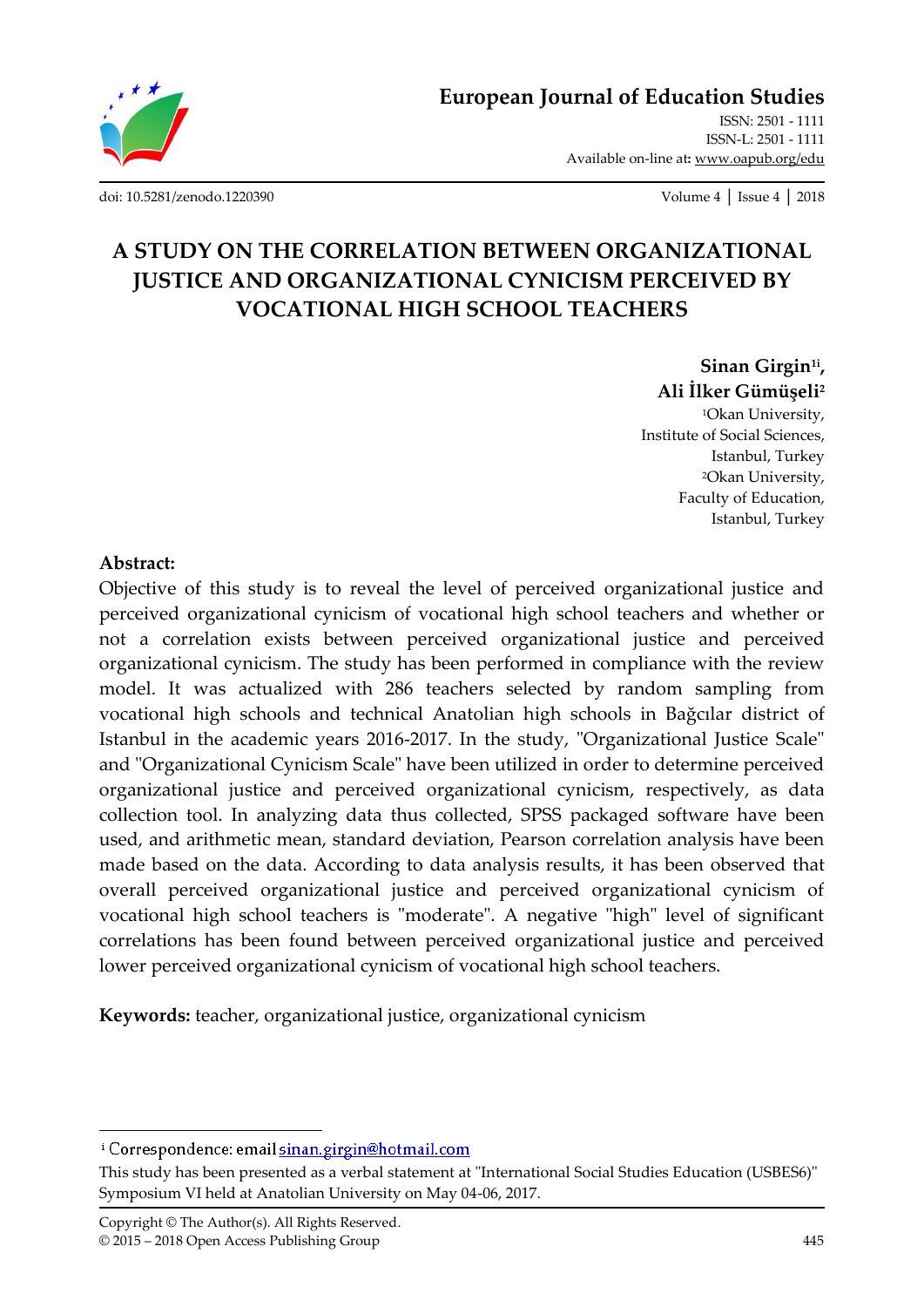# A STUDY ON THE CORRELATION BETWEEN ORGANIZATIONAL JUSTICE AND ORGANIZATIONAL CYNICISM PERCEIVED BY VOCATIONAL HIGH SCHOOL TEACHERS

**Sinan Girgin[1i], Ali İlker Gümüşeli[2]**

[1]Okan University, Institute of Social Sciences, Istanbul, Turkey
[2]Okan University, Faculty of Education, Istanbul, Turkey

**Abstract:**

Objective of this study is to reveal the level of perceived organizational justice and perceived organizational cynicism of vocational high school teachers and whether or not a correlation exists between perceived organizational justice and perceived organizational cynicism. The study has been performed in compliance with the review model. It was actualized with 286 teachers selected by random sampling from vocational high schools and technical Anatolian high schools in Bağcılar district of Istanbul in the academic years 2016-2017. In the study, "Organizational Justice Scale" and "Organizational Cynicism Scale" have been utilized in order to determine perceived organizational justice and perceived organizational cynicism, respectively, as data collection tool. In analyzing data thus collected, SPSS packaged software have been used, and arithmetic mean, standard deviation, Pearson correlation analysis have been made based on the data. According to data analysis results, it has been observed that overall perceived organizational justice and perceived organizational cynicism of vocational high school teachers is "moderate". A negative "high" level of significant correlations has been found between perceived organizational justice and perceived lower perceived organizational cynicism of vocational high school teachers.

**Keywords:** teacher, organizational justice, organizational cynicism

---

[i] Correspondence: email sinan.girgin@hotmail.com

This study has been presented as a verbal statement at "International Social Studies Education (USBES6)" Symposium VI held at Anatolian University on May 04-06, 2017.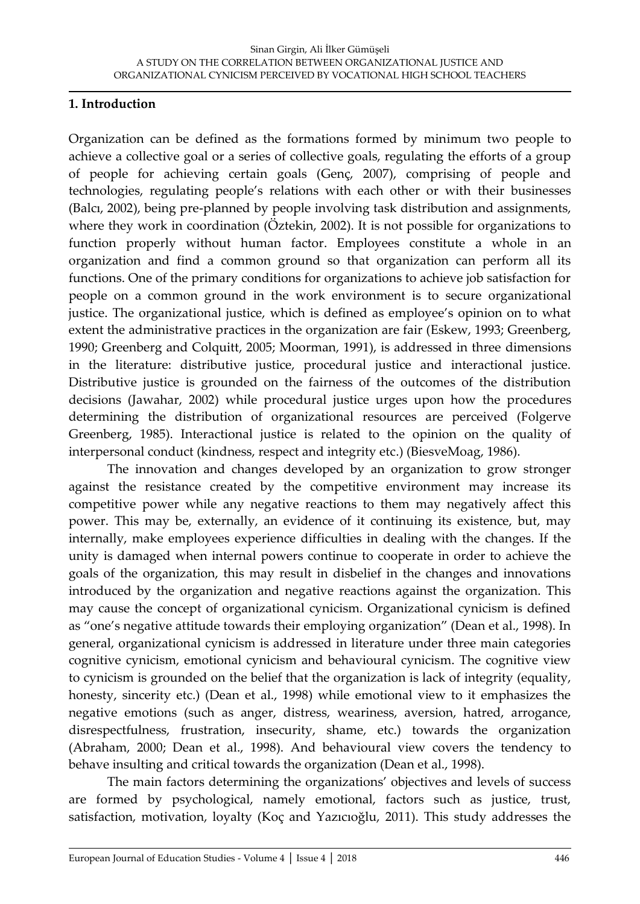## 1. Introduction

Organization can be defined as the formations formed by minimum two people to achieve a collective goal or a series of collective goals, regulating the efforts of a group of people for achieving certain goals (Genç, 2007), comprising of people and technologies, regulating people's relations with each other or with their businesses (Balcı, 2002), being pre-planned by people involving task distribution and assignments, where they work in coordination (Öztekin, 2002). It is not possible for organizations to function properly without human factor. Employees constitute a whole in an organization and find a common ground so that organization can perform all its functions. One of the primary conditions for organizations to achieve job satisfaction for people on a common ground in the work environment is to secure organizational justice. The organizational justice, which is defined as employee's opinion on to what extent the administrative practices in the organization are fair (Eskew, 1993; Greenberg, 1990; Greenberg and Colquitt, 2005; Moorman, 1991), is addressed in three dimensions in the literature: distributive justice, procedural justice and interactional justice. Distributive justice is grounded on the fairness of the outcomes of the distribution decisions (Jawahar, 2002) while procedural justice urges upon how the procedures determining the distribution of organizational resources are perceived (Folgerve Greenberg, 1985). Interactional justice is related to the opinion on the quality of interpersonal conduct (kindness, respect and integrity etc.) (BiesveMoag, 1986).

The innovation and changes developed by an organization to grow stronger against the resistance created by the competitive environment may increase its competitive power while any negative reactions to them may negatively affect this power. This may be, externally, an evidence of it continuing its existence, but, may internally, make employees experience difficulties in dealing with the changes. If the unity is damaged when internal powers continue to cooperate in order to achieve the goals of the organization, this may result in disbelief in the changes and innovations introduced by the organization and negative reactions against the organization. This may cause the concept of organizational cynicism. Organizational cynicism is defined as "one's negative attitude towards their employing organization" (Dean et al., 1998). In general, organizational cynicism is addressed in literature under three main categories cognitive cynicism, emotional cynicism and behavioural cynicism. The cognitive view to cynicism is grounded on the belief that the organization is lack of integrity (equality, honesty, sincerity etc.) (Dean et al., 1998) while emotional view to it emphasizes the negative emotions (such as anger, distress, weariness, aversion, hatred, arrogance, disrespectfulness, frustration, insecurity, shame, etc.) towards the organization (Abraham, 2000; Dean et al., 1998). And behavioural view covers the tendency to behave insulting and critical towards the organization (Dean et al., 1998).

The main factors determining the organizations' objectives and levels of success are formed by psychological, namely emotional, factors such as justice, trust, satisfaction, motivation, loyalty (Koç and Yazıcıoğlu, 2011). This study addresses the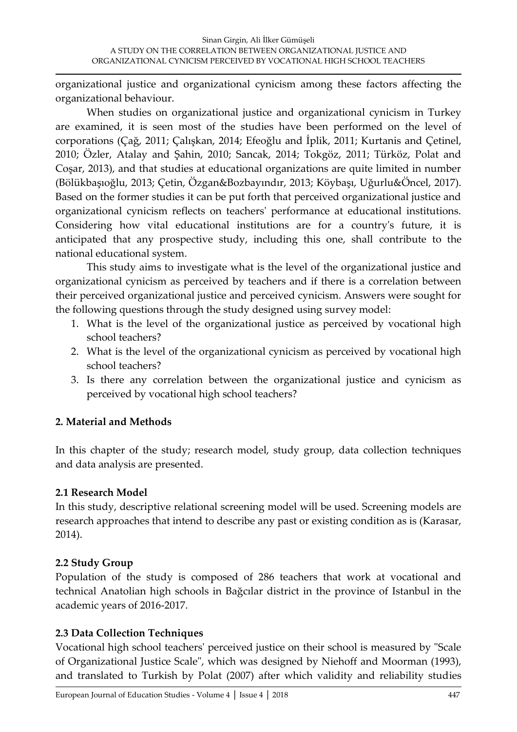organizational justice and organizational cynicism among these factors affecting the organizational behaviour.

When studies on organizational justice and organizational cynicism in Turkey are examined, it is seen most of the studies have been performed on the level of corporations (Çağ, 2011; Çalışkan, 2014; Efeoğlu and İplik, 2011; Kurtanis and Çetinel, 2010; Özler, Atalay and Şahin, 2010; Sancak, 2014; Tokgöz, 2011; Türköz, Polat and Coşar, 2013), and that studies at educational organizations are quite limited in number (Bölükbaşıoğlu, 2013; Çetin, Özgan&Bozbayındır, 2013; Köybaşı, Uğurlu&Öncel, 2017). Based on the former studies it can be put forth that perceived organizational justice and organizational cynicism reflects on teachers' performance at educational institutions. Considering how vital educational institutions are for a country's future, it is anticipated that any prospective study, including this one, shall contribute to the national educational system.

This study aims to investigate what is the level of the organizational justice and organizational cynicism as perceived by teachers and if there is a correlation between their perceived organizational justice and perceived cynicism. Answers were sought for the following questions through the study designed using survey model:

1. What is the level of the organizational justice as perceived by vocational high school teachers?
2. What is the level of the organizational cynicism as perceived by vocational high school teachers?
3. Is there any correlation between the organizational justice and cynicism as perceived by vocational high school teachers?

## 2. Material and Methods

In this chapter of the study; research model, study group, data collection techniques and data analysis are presented.

### 2.1 Research Model

In this study, descriptive relational screening model will be used. Screening models are research approaches that intend to describe any past or existing condition as is (Karasar, 2014).

### 2.2 Study Group

Population of the study is composed of 286 teachers that work at vocational and technical Anatolian high schools in Bağcılar district in the province of Istanbul in the academic years of 2016-2017.

### 2.3 Data Collection Techniques

Vocational high school teachers' perceived justice on their school is measured by "Scale of Organizational Justice Scale", which was designed by Niehoff and Moorman (1993), and translated to Turkish by Polat (2007) after which validity and reliability studies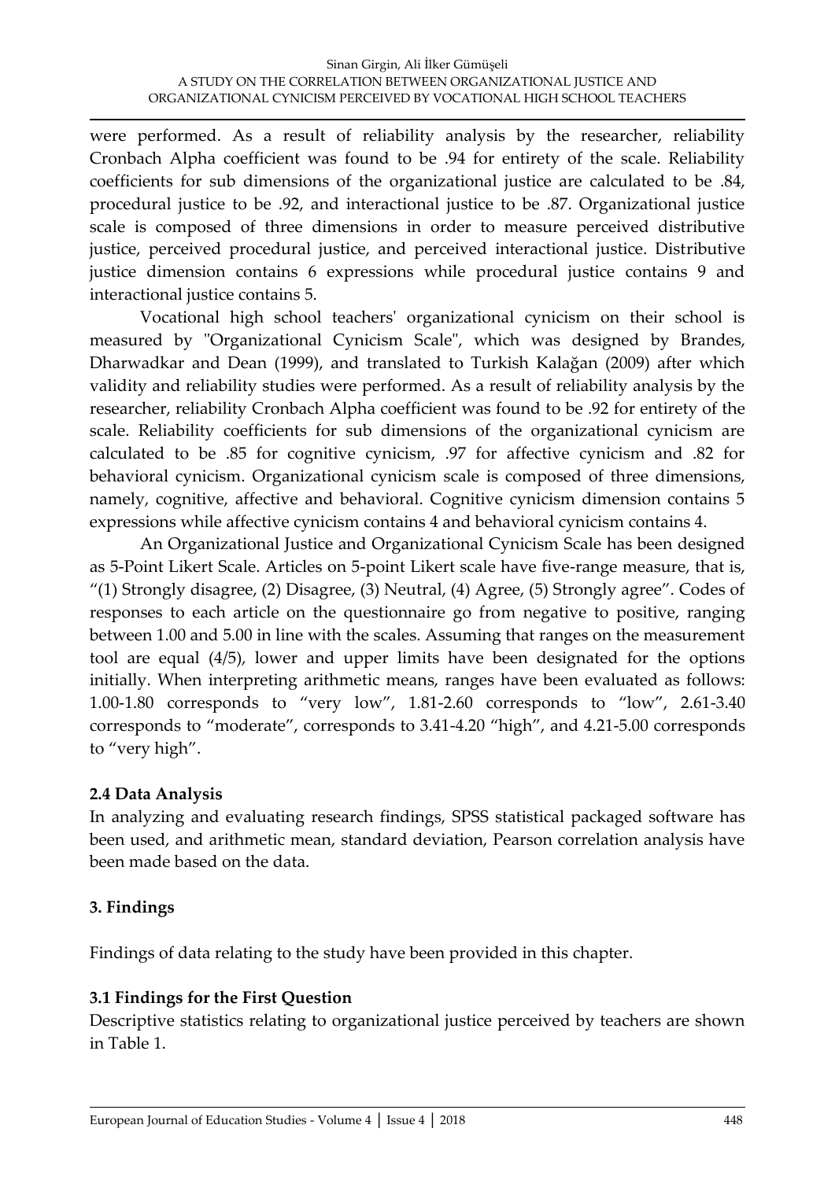were performed. As a result of reliability analysis by the researcher, reliability Cronbach Alpha coefficient was found to be .94 for entirety of the scale. Reliability coefficients for sub dimensions of the organizational justice are calculated to be .84, procedural justice to be .92, and interactional justice to be .87. Organizational justice scale is composed of three dimensions in order to measure perceived distributive justice, perceived procedural justice, and perceived interactional justice. Distributive justice dimension contains 6 expressions while procedural justice contains 9 and interactional justice contains 5.

Vocational high school teachers' organizational cynicism on their school is measured by "Organizational Cynicism Scale", which was designed by Brandes, Dharwadkar and Dean (1999), and translated to Turkish Kalağan (2009) after which validity and reliability studies were performed. As a result of reliability analysis by the researcher, reliability Cronbach Alpha coefficient was found to be .92 for entirety of the scale. Reliability coefficients for sub dimensions of the organizational cynicism are calculated to be .85 for cognitive cynicism, .97 for affective cynicism and .82 for behavioral cynicism. Organizational cynicism scale is composed of three dimensions, namely, cognitive, affective and behavioral. Cognitive cynicism dimension contains 5 expressions while affective cynicism contains 4 and behavioral cynicism contains 4.

An Organizational Justice and Organizational Cynicism Scale has been designed as 5-Point Likert Scale. Articles on 5-point Likert scale have five-range measure, that is, "(1) Strongly disagree, (2) Disagree, (3) Neutral, (4) Agree, (5) Strongly agree". Codes of responses to each article on the questionnaire go from negative to positive, ranging between 1.00 and 5.00 in line with the scales. Assuming that ranges on the measurement tool are equal (4/5), lower and upper limits have been designated for the options initially. When interpreting arithmetic means, ranges have been evaluated as follows: 1.00-1.80 corresponds to "very low", 1.81-2.60 corresponds to "low", 2.61-3.40 corresponds to "moderate", corresponds to 3.41-4.20 "high", and 4.21-5.00 corresponds to "very high".

### 2.4 Data Analysis

In analyzing and evaluating research findings, SPSS statistical packaged software has been used, and arithmetic mean, standard deviation, Pearson correlation analysis have been made based on the data.

## 3. Findings

Findings of data relating to the study have been provided in this chapter.

### 3.1 Findings for the First Question

Descriptive statistics relating to organizational justice perceived by teachers are shown in Table 1.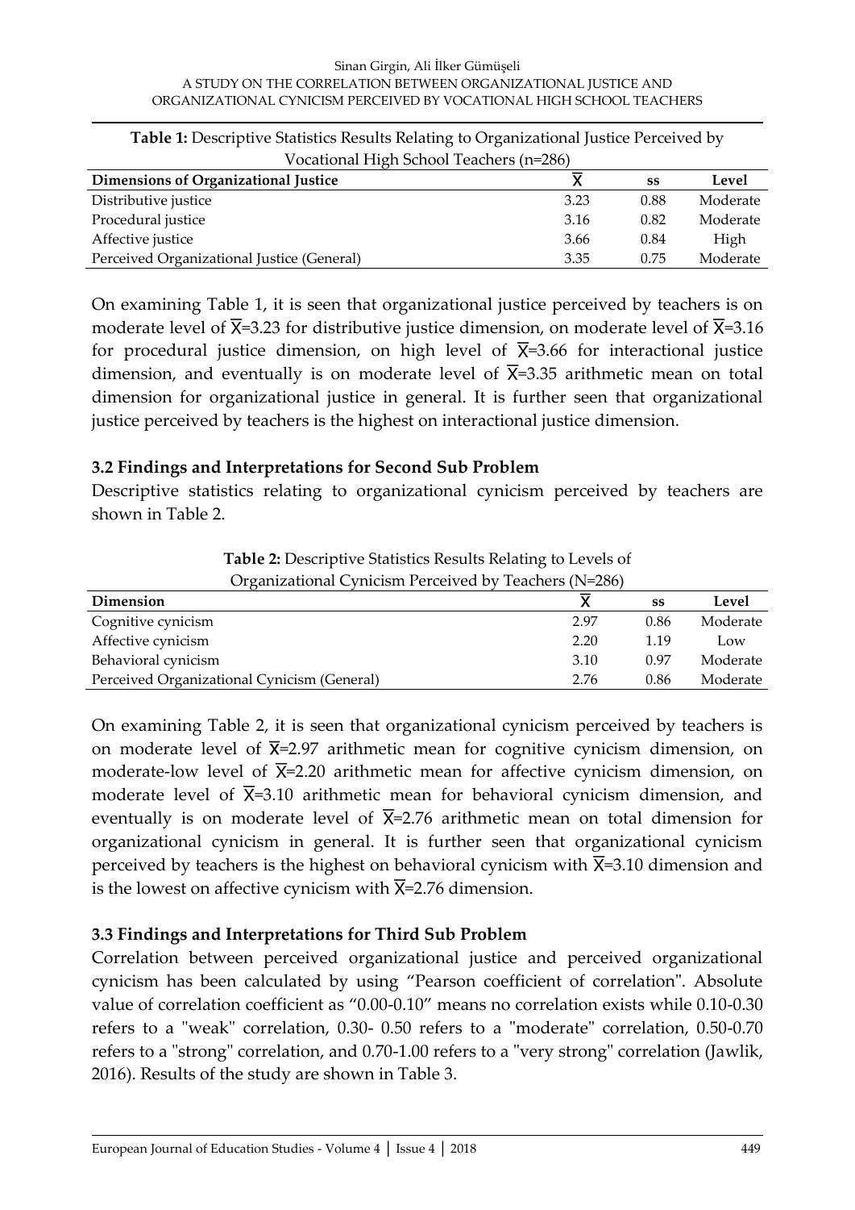**Table 1:** Descriptive Statistics Results Relating to Organizational Justice Perceived by Vocational High School Teachers (n=286)

| Dimensions of Organizational Justice | $\overline{X}$ | ss | Level |
|---|---|---|---|
| Distributive justice | 3.23 | 0.88 | Moderate |
| Procedural justice | 3.16 | 0.82 | Moderate |
| Affective justice | 3.66 | 0.84 | High |
| Perceived Organizational Justice (General) | 3.35 | 0.75 | Moderate |

On examining Table 1, it is seen that organizational justice perceived by teachers is on moderate level of $\overline{X}$=3.23 for distributive justice dimension, on moderate level of $\overline{X}$=3.16 for procedural justice dimension, on high level of $\overline{X}$=3.66 for interactional justice dimension, and eventually is on moderate level of $\overline{X}$=3.35 arithmetic mean on total dimension for organizational justice in general. It is further seen that organizational justice perceived by teachers is the highest on interactional justice dimension.

### 3.2 Findings and Interpretations for Second Sub Problem

Descriptive statistics relating to organizational cynicism perceived by teachers are shown in Table 2.

**Table 2:** Descriptive Statistics Results Relating to Levels of Organizational Cynicism Perceived by Teachers (N=286)

| Dimension | $\overline{X}$ | ss | Level |
|---|---|---|---|
| Cognitive cynicism | 2.97 | 0.86 | Moderate |
| Affective cynicism | 2.20 | 1.19 | Low |
| Behavioral cynicism | 3.10 | 0.97 | Moderate |
| Perceived Organizational Cynicism (General) | 2.76 | 0.86 | Moderate |

On examining Table 2, it is seen that organizational cynicism perceived by teachers is on moderate level of $\overline{X}$=2.97 arithmetic mean for cognitive cynicism dimension, on moderate-low level of $\overline{X}$=2.20 arithmetic mean for affective cynicism dimension, on moderate level of $\overline{X}$=3.10 arithmetic mean for behavioral cynicism dimension, and eventually is on moderate level of $\overline{X}$=2.76 arithmetic mean on total dimension for organizational cynicism in general. It is further seen that organizational cynicism perceived by teachers is the highest on behavioral cynicism with $\overline{X}$=3.10 dimension and is the lowest on affective cynicism with $\overline{X}$=2.76 dimension.

### 3.3 Findings and Interpretations for Third Sub Problem

Correlation between perceived organizational justice and perceived organizational cynicism has been calculated by using "Pearson coefficient of correlation". Absolute value of correlation coefficient as "0.00-0.10" means no correlation exists while 0.10-0.30 refers to a "weak" correlation, 0.30- 0.50 refers to a "moderate" correlation, 0.50-0.70 refers to a "strong" correlation, and 0.70-1.00 refers to a "very strong" correlation (Jawlik, 2016). Results of the study are shown in Table 3.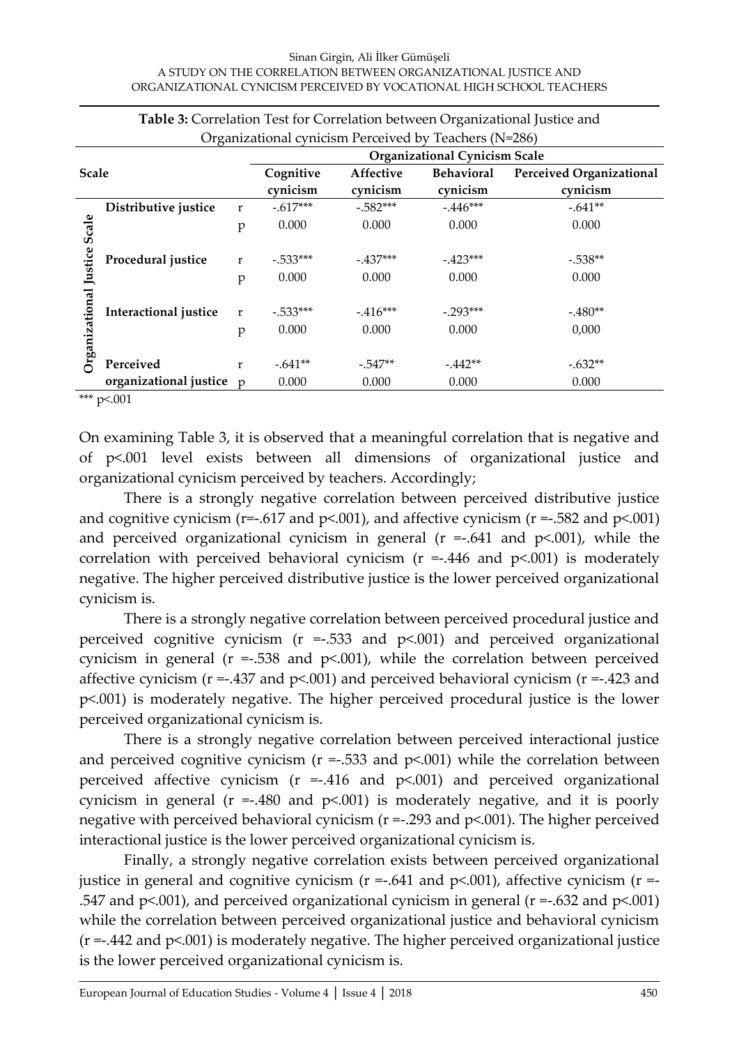**Table 3:** Correlation Test for Correlation between Organizational Justice and Organizational cynicism Perceived by Teachers (N=286)

| Scale | | | Organizational Cynicism Scale | | | |
|---|---|---|---|---|---|---|
| | | | **Cognitive cynicism** | **Affective cynicism** | **Behavioral cynicism** | **Perceived Organizational cynicism** |
| Organizational Justice Scale | **Distributive justice** | r | -.617*** | -.582*** | -.446*** | -.641** |
| | | p | 0.000 | 0.000 | 0.000 | 0.000 |
| | **Procedural justice** | r | -.533*** | -.437*** | -.423*** | -.538** |
| | | p | 0.000 | 0.000 | 0.000 | 0.000 |
| | **Interactional justice** | r | -.533*** | -.416*** | -.293*** | -.480** |
| | | p | 0.000 | 0.000 | 0.000 | 0,000 |
| | **Perceived organizational justice** | r | -.641** | -.547** | -.442** | -.632** |
| | | p | 0.000 | 0.000 | 0.000 | 0.000 |

*** $p<.001$

On examining Table 3, it is observed that a meaningful correlation that is negative and of $p<.001$ level exists between all dimensions of organizational justice and organizational cynicism perceived by teachers. Accordingly;

There is a strongly negative correlation between perceived distributive justice and cognitive cynicism ($r=-.617$ and $p<.001$), and affective cynicism ($r=-.582$ and $p<.001$) and perceived organizational cynicism in general ($r=-.641$ and $p<.001$), while the correlation with perceived behavioral cynicism ($r=-.446$ and $p<.001$) is moderately negative. The higher perceived distributive justice is the lower perceived organizational cynicism is.

There is a strongly negative correlation between perceived procedural justice and perceived cognitive cynicism ($r=-.533$ and $p<.001$) and perceived organizational cynicism in general ($r=-.538$ and $p<.001$), while the correlation between perceived affective cynicism ($r=-.437$ and $p<.001$) and perceived behavioral cynicism ($r=-.423$ and $p<.001$) is moderately negative. The higher perceived procedural justice is the lower perceived organizational cynicism is.

There is a strongly negative correlation between perceived interactional justice and perceived cognitive cynicism ($r=-.533$ and $p<.001$) while the correlation between perceived affective cynicism ($r=-.416$ and $p<.001$) and perceived organizational cynicism in general ($r=-.480$ and $p<.001$) is moderately negative, and it is poorly negative with perceived behavioral cynicism ($r=-.293$ and $p<.001$). The higher perceived interactional justice is the lower perceived organizational cynicism is.

Finally, a strongly negative correlation exists between perceived organizational justice in general and cognitive cynicism ($r=-.641$ and $p<.001$), affective cynicism ($r=-.547$ and $p<.001$), and perceived organizational cynicism in general ($r=-.632$ and $p<.001$) while the correlation between perceived organizational justice and behavioral cynicism ($r=-.442$ and $p<.001$) is moderately negative. The higher perceived organizational justice is the lower perceived organizational cynicism is.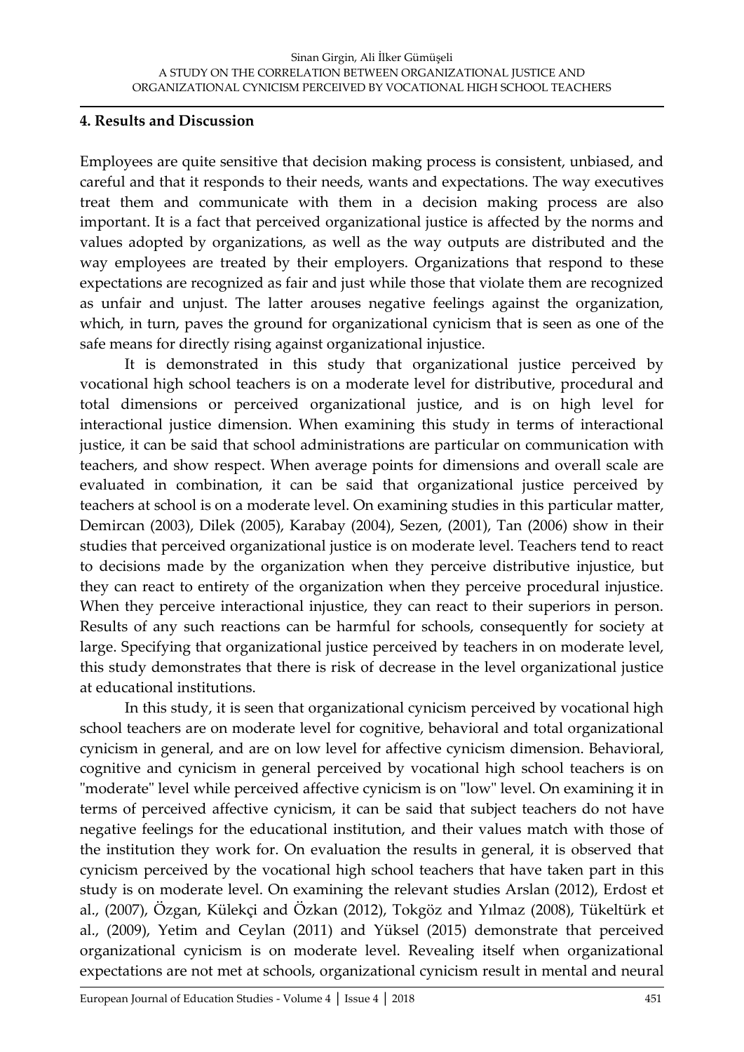## 4. Results and Discussion

Employees are quite sensitive that decision making process is consistent, unbiased, and careful and that it responds to their needs, wants and expectations. The way executives treat them and communicate with them in a decision making process are also important. It is a fact that perceived organizational justice is affected by the norms and values adopted by organizations, as well as the way outputs are distributed and the way employees are treated by their employers. Organizations that respond to these expectations are recognized as fair and just while those that violate them are recognized as unfair and unjust. The latter arouses negative feelings against the organization, which, in turn, paves the ground for organizational cynicism that is seen as one of the safe means for directly rising against organizational injustice.

It is demonstrated in this study that organizational justice perceived by vocational high school teachers is on a moderate level for distributive, procedural and total dimensions or perceived organizational justice, and is on high level for interactional justice dimension. When examining this study in terms of interactional justice, it can be said that school administrations are particular on communication with teachers, and show respect. When average points for dimensions and overall scale are evaluated in combination, it can be said that organizational justice perceived by teachers at school is on a moderate level. On examining studies in this particular matter, Demircan (2003), Dilek (2005), Karabay (2004), Sezen, (2001), Tan (2006) show in their studies that perceived organizational justice is on moderate level. Teachers tend to react to decisions made by the organization when they perceive distributive injustice, but they can react to entirety of the organization when they perceive procedural injustice. When they perceive interactional injustice, they can react to their superiors in person. Results of any such reactions can be harmful for schools, consequently for society at large. Specifying that organizational justice perceived by teachers in on moderate level, this study demonstrates that there is risk of decrease in the level organizational justice at educational institutions.

In this study, it is seen that organizational cynicism perceived by vocational high school teachers are on moderate level for cognitive, behavioral and total organizational cynicism in general, and are on low level for affective cynicism dimension. Behavioral, cognitive and cynicism in general perceived by vocational high school teachers is on "moderate" level while perceived affective cynicism is on "low" level. On examining it in terms of perceived affective cynicism, it can be said that subject teachers do not have negative feelings for the educational institution, and their values match with those of the institution they work for. On evaluation the results in general, it is observed that cynicism perceived by the vocational high school teachers that have taken part in this study is on moderate level. On examining the relevant studies Arslan (2012), Erdost et al., (2007), Özgan, Külekçi and Özkan (2012), Tokgöz and Yılmaz (2008), Tükeltürk et al., (2009), Yetim and Ceylan (2011) and Yüksel (2015) demonstrate that perceived organizational cynicism is on moderate level. Revealing itself when organizational expectations are not met at schools, organizational cynicism result in mental and neural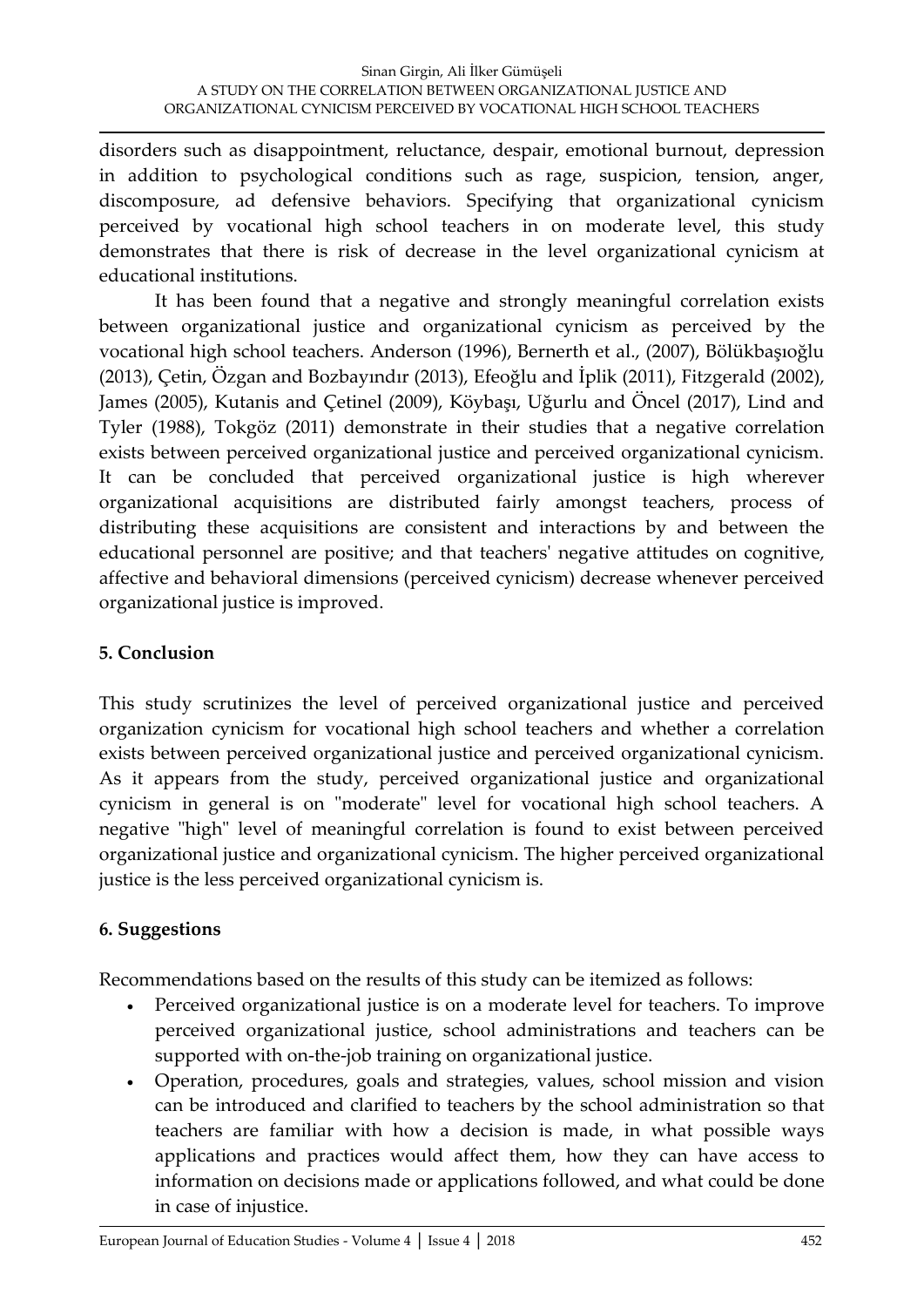disorders such as disappointment, reluctance, despair, emotional burnout, depression in addition to psychological conditions such as rage, suspicion, tension, anger, discomposure, ad defensive behaviors. Specifying that organizational cynicism perceived by vocational high school teachers in on moderate level, this study demonstrates that there is risk of decrease in the level organizational cynicism at educational institutions.

It has been found that a negative and strongly meaningful correlation exists between organizational justice and organizational cynicism as perceived by the vocational high school teachers. Anderson (1996), Bernerth et al., (2007), Bölükbaşıoğlu (2013), Çetin, Özgan and Bozbayındır (2013), Efeoğlu and İplik (2011), Fitzgerald (2002), James (2005), Kutanis and Çetinel (2009), Köybaşı, Uğurlu and Öncel (2017), Lind and Tyler (1988), Tokgöz (2011) demonstrate in their studies that a negative correlation exists between perceived organizational justice and perceived organizational cynicism. It can be concluded that perceived organizational justice is high wherever organizational acquisitions are distributed fairly amongst teachers, process of distributing these acquisitions are consistent and interactions by and between the educational personnel are positive; and that teachers' negative attitudes on cognitive, affective and behavioral dimensions (perceived cynicism) decrease whenever perceived organizational justice is improved.

## 5. Conclusion

This study scrutinizes the level of perceived organizational justice and perceived organization cynicism for vocational high school teachers and whether a correlation exists between perceived organizational justice and perceived organizational cynicism. As it appears from the study, perceived organizational justice and organizational cynicism in general is on "moderate" level for vocational high school teachers. A negative "high" level of meaningful correlation is found to exist between perceived organizational justice and organizational cynicism. The higher perceived organizational justice is the less perceived organizational cynicism is.

## 6. Suggestions

Recommendations based on the results of this study can be itemized as follows:

- Perceived organizational justice is on a moderate level for teachers. To improve perceived organizational justice, school administrations and teachers can be supported with on-the-job training on organizational justice.
- Operation, procedures, goals and strategies, values, school mission and vision can be introduced and clarified to teachers by the school administration so that teachers are familiar with how a decision is made, in what possible ways applications and practices would affect them, how they can have access to information on decisions made or applications followed, and what could be done in case of injustice.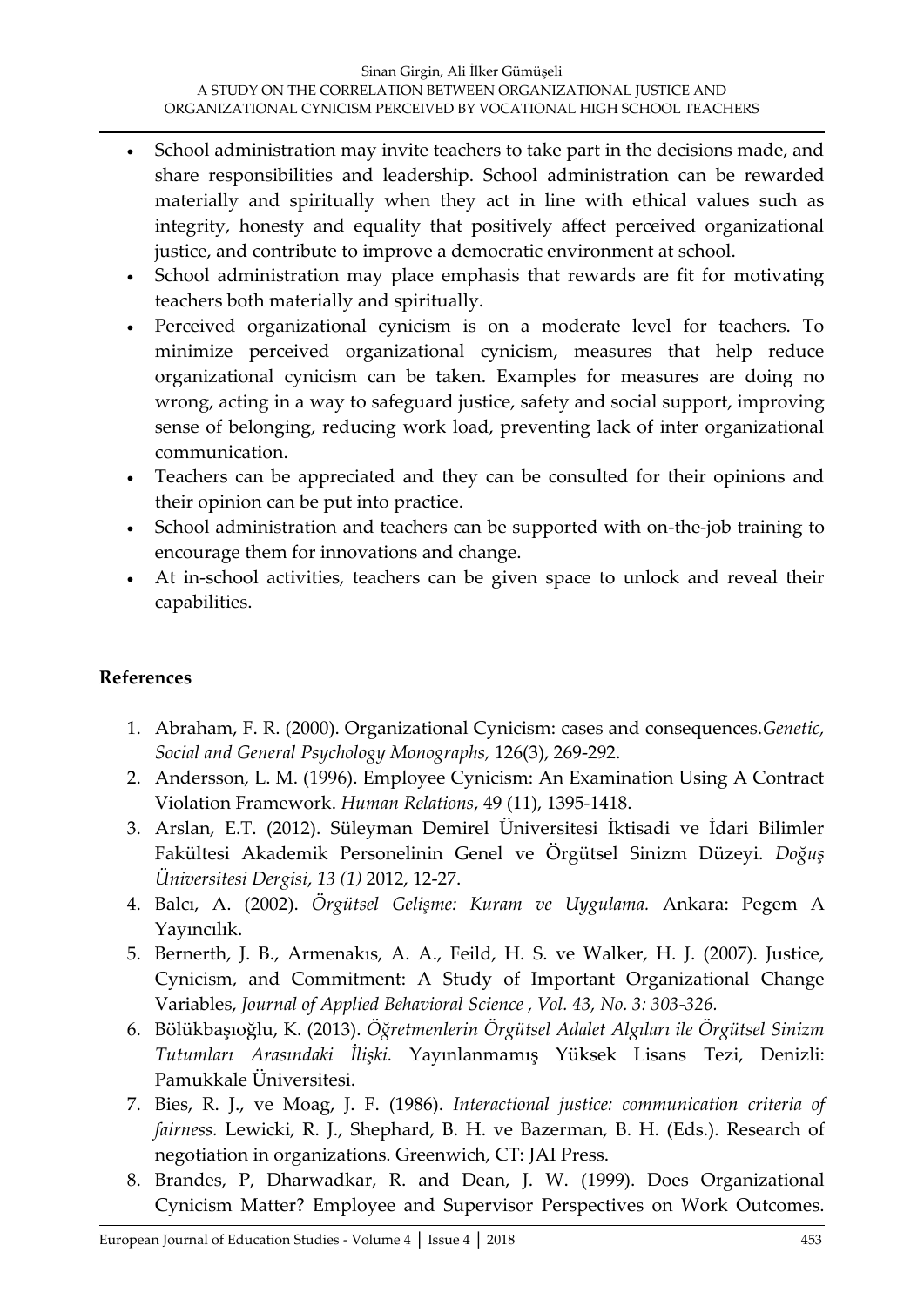- School administration may invite teachers to take part in the decisions made, and share responsibilities and leadership. School administration can be rewarded materially and spiritually when they act in line with ethical values such as integrity, honesty and equality that positively affect perceived organizational justice, and contribute to improve a democratic environment at school.
- School administration may place emphasis that rewards are fit for motivating teachers both materially and spiritually.
- Perceived organizational cynicism is on a moderate level for teachers. To minimize perceived organizational cynicism, measures that help reduce organizational cynicism can be taken. Examples for measures are doing no wrong, acting in a way to safeguard justice, safety and social support, improving sense of belonging, reducing work load, preventing lack of inter organizational communication.
- Teachers can be appreciated and they can be consulted for their opinions and their opinion can be put into practice.
- School administration and teachers can be supported with on-the-job training to encourage them for innovations and change.
- At in-school activities, teachers can be given space to unlock and reveal their capabilities.

## References

1. Abraham, F. R. (2000). Organizational Cynicism: cases and consequences.*Genetic, Social and General Psychology Monographs,* 126(3), 269-292.
2. Andersson, L. M. (1996). Employee Cynicism: An Examination Using A Contract Violation Framework. *Human Relations*, 49 (11), 1395-1418.
3. Arslan, E.T. (2012). Süleyman Demirel Üniversitesi İktisadi ve İdari Bilimler Fakültesi Akademik Personelinin Genel ve Örgütsel Sinizm Düzeyi. *Doğuş Üniversitesi Dergisi, 13 (1)* 2012, 12-27.
4. Balcı, A. (2002). *Örgütsel Gelişme: Kuram ve Uygulama.* Ankara: Pegem A Yayıncılık.
5. Bernerth, J. B., Armenakıs, A. A., Feild, H. S. ve Walker, H. J. (2007). Justice, Cynicism, and Commitment: A Study of Important Organizational Change Variables, *Journal of Applied Behavioral Science , Vol. 43, No. 3: 303-326.*
6. Bölükbaşıoğlu, K. (2013). *Öğretmenlerin Örgütsel Adalet Algıları ile Örgütsel Sinizm Tutumları Arasındaki İlişki.* Yayınlanmamış Yüksek Lisans Tezi, Denizli: Pamukkale Üniversitesi.
7. Bies, R. J., ve Moag, J. F. (1986). *Interactional justice: communication criteria of fairness.* Lewicki, R. J., Shephard, B. H. ve Bazerman, B. H. (Eds.). Research of negotiation in organizations. Greenwich, CT: JAI Press.
8. Brandes, P, Dharwadkar, R. and Dean, J. W. (1999). Does Organizational Cynicism Matter? Employee and Supervisor Perspectives on Work Outcomes.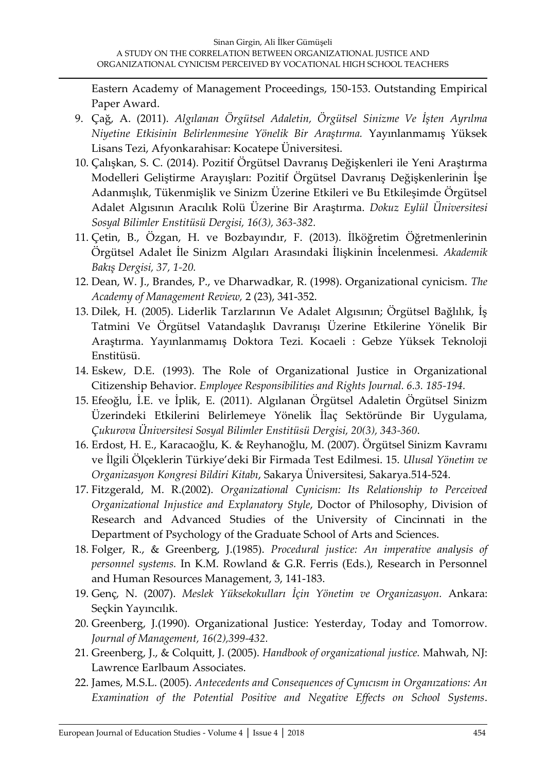Eastern Academy of Management Proceedings, 150-153. Outstanding Empirical Paper Award.

9. Çağ, A. (2011). *Algılanan Örgütsel Adaletin, Örgütsel Sinizme Ve İşten Ayrılma Niyetine Etkisinin Belirlenmesine Yönelik Bir Araştırma.* Yayınlanmamış Yüksek Lisans Tezi, Afyonkarahisar: Kocatepe Üniversitesi.
10. Çalışkan, S. C. (2014). Pozitif Örgütsel Davranış Değişkenleri ile Yeni Araştırma Modelleri Geliştirme Arayışları: Pozitif Örgütsel Davranış Değişkenlerinin İşe Adanmışlık, Tükenmişlik ve Sinizm Üzerine Etkileri ve Bu Etkileşimde Örgütsel Adalet Algısının Aracılık Rolü Üzerine Bir Araştırma. *Dokuz Eylül Üniversitesi Sosyal Bilimler Enstitüsü Dergisi, 16(3), 363-382.*
11. Çetin, B., Özgan, H. ve Bozbayındır, F. (2013). İlköğretim Öğretmenlerinin Örgütsel Adalet İle Sinizm Algıları Arasındaki İlişkinin İncelenmesi. *Akademik Bakış Dergisi, 37, 1-20.*
12. Dean, W. J., Brandes, P., ve Dharwadkar, R. (1998). Organizational cynicism. *The Academy of Management Review,* 2 (23), 341-352.
13. Dilek, H. (2005). Liderlik Tarzlarının Ve Adalet Algısının; Örgütsel Bağlılık, İş Tatmini Ve Örgütsel Vatandaşlık Davranışı Üzerine Etkilerine Yönelik Bir Araştırma. Yayınlanmamış Doktora Tezi. Kocaeli : Gebze Yüksek Teknoloji Enstitüsü.
14. Eskew, D.E. (1993). The Role of Organizational Justice in Organizational Citizenship Behavior. *Employee Responsibilities and Rights Journal. 6.3. 185-194.*
15. Efeoğlu, İ.E. ve İplik, E. (2011). Algılanan Örgütsel Adaletin Örgütsel Sinizm Üzerindeki Etkilerini Belirlemeye Yönelik İlaç Sektöründe Bir Uygulama, *Çukurova Üniversitesi Sosyal Bilimler Enstitüsü Dergisi, 20(3), 343-360*.
16. Erdost, H. E., Karacaoğlu, K. & Reyhanoğlu, M. (2007). Örgütsel Sinizm Kavramı ve İlgili Ölçeklerin Türkiye'deki Bir Firmada Test Edilmesi. 15. *Ulusal Yönetim ve Organizasyon Kongresi Bildiri Kitabı*, Sakarya Üniversitesi, Sakarya.514-524.
17. Fitzgerald, M. R.(2002). *Organizational Cynicism: Its Relationship to Perceived Organizational Injustice and Explanatory Style*, Doctor of Philosophy, Division of Research and Advanced Studies of the University of Cincinnati in the Department of Psychology of the Graduate School of Arts and Sciences.
18. Folger, R., & Greenberg, J.(1985). *Procedural justice: An imperative analysis of personnel systems.* In K.M. Rowland & G.R. Ferris (Eds.), Research in Personnel and Human Resources Management, 3, 141-183.
19. Genç, N. (2007). *Meslek Yüksekokulları İçin Yönetim ve Organizasyon.* Ankara: Seçkin Yayıncılık.
20. Greenberg, J.(1990). Organizational Justice: Yesterday, Today and Tomorrow. *Journal of Management, 16(2),399-432.*
21. Greenberg, J., & Colquitt, J. (2005). *Handbook of organizational justice.* Mahwah, NJ: Lawrence Earlbaum Associates.
22. James, M.S.L. (2005). *Antecedents and Consequences of Cynıcısm in Organızations: An Examination of the Potential Positive and Negative Effects on School Systems*.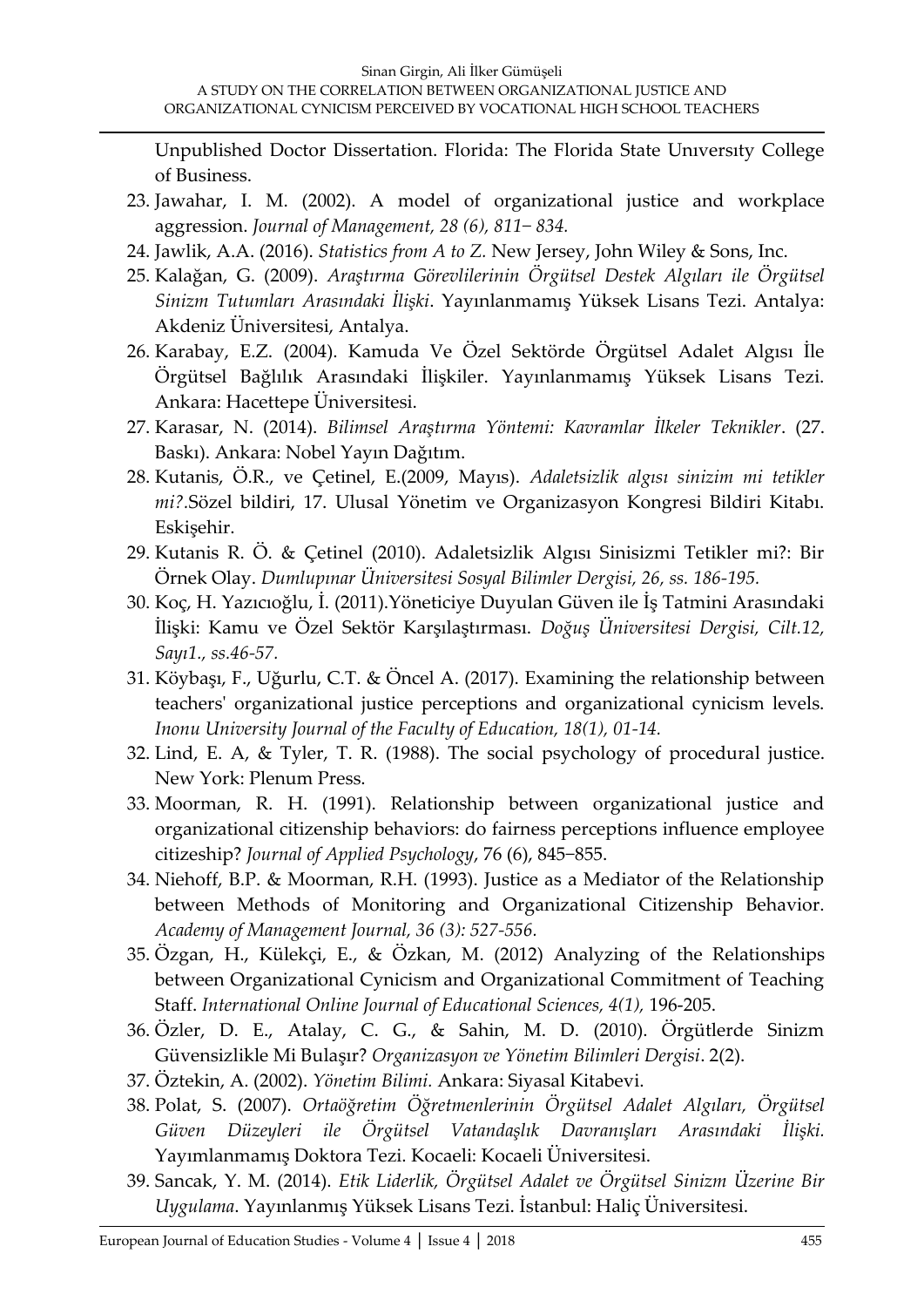Unpublished Doctor Dissertation. Florida: The Florida State Unıversıty College of Business.

23. Jawahar, I. M. (2002). A model of organizational justice and workplace aggression. *Journal of Management, 28 (6), 811− 834.*
24. Jawlik, A.A. (2016). *Statistics from A to Z.* New Jersey, John Wiley & Sons, Inc.
25. Kalağan, G. (2009). *Araştırma Görevlilerinin Örgütsel Destek Algıları ile Örgütsel Sinizm Tutumları Arasındaki İlişki*. Yayınlanmamış Yüksek Lisans Tezi. Antalya: Akdeniz Üniversitesi, Antalya.
26. Karabay, E.Z. (2004). Kamuda Ve Özel Sektörde Örgütsel Adalet Algısı İle Örgütsel Bağlılık Arasındaki İlişkiler. Yayınlanmamış Yüksek Lisans Tezi. Ankara: Hacettepe Üniversitesi.
27. Karasar, N. (2014). *Bilimsel Araştırma Yöntemi: Kavramlar İlkeler Teknikler*. (27. Baskı). Ankara: Nobel Yayın Dağıtım.
28. Kutanis, Ö.R., ve Çetinel, E.(2009, Mayıs). *Adaletsizlik algısı sinizim mi tetikler mi?*.Sözel bildiri, 17. Ulusal Yönetim ve Organizasyon Kongresi Bildiri Kitabı. Eskişehir.
29. Kutanis R. Ö. & Çetinel (2010). Adaletsizlik Algısı Sinisizmi Tetikler mi?: Bir Örnek Olay. *Dumlupınar Üniversitesi Sosyal Bilimler Dergisi, 26, ss. 186-195.*
30. Koç, H. Yazıcıoğlu, İ. (2011).Yöneticiye Duyulan Güven ile İş Tatmini Arasındaki İlişki: Kamu ve Özel Sektör Karşılaştırması. *Doğuş Üniversitesi Dergisi, Cilt.12, Sayı1., ss.46-57.*
31. Köybaşı, F., Uğurlu, C.T. & Öncel A. (2017). Examining the relationship between teachers' organizational justice perceptions and organizational cynicism levels. *Inonu University Journal of the Faculty of Education, 18(1), 01-14.*
32. Lind, E. A, & Tyler, T. R. (1988). The social psychology of procedural justice. New York: Plenum Press.
33. Moorman, R. H. (1991). Relationship between organizational justice and organizational citizenship behaviors: do fairness perceptions influence employee citizeship? *Journal of Applied Psychology*, 76 (6), 845‒855.
34. Niehoff, B.P. & Moorman, R.H. (1993). Justice as a Mediator of the Relationship between Methods of Monitoring and Organizational Citizenship Behavior. *Academy of Management Journal, 36 (3): 527-556.*
35. Özgan, H., Külekçi, E., & Özkan, M. (2012) Analyzing of the Relationships between Organizational Cynicism and Organizational Commitment of Teaching Staff. *International Online Journal of Educational Sciences, 4(1),* 196-205.
36. Özler, D. E., Atalay, C. G., & Sahin, M. D. (2010). Örgütlerde Sinizm Güvensizlikle Mi Bulaşır? *Organizasyon ve Yönetim Bilimleri Dergisi*. 2(2).
37. Öztekin, A. (2002). *Yönetim Bilimi.* Ankara: Siyasal Kitabevi.
38. Polat, S. (2007). *Ortaöğretim Öğretmenlerinin Örgütsel Adalet Algıları, Örgütsel Güven Düzeyleri ile Örgütsel Vatandaşlık Davranışları Arasındaki İlişki.* Yayımlanmamış Doktora Tezi. Kocaeli: Kocaeli Üniversitesi.
39. Sancak, Y. M. (2014). *Etik Liderlik, Örgütsel Adalet ve Örgütsel Sinizm Üzerine Bir Uygulama*. Yayınlanmış Yüksek Lisans Tezi. İstanbul: Haliç Üniversitesi.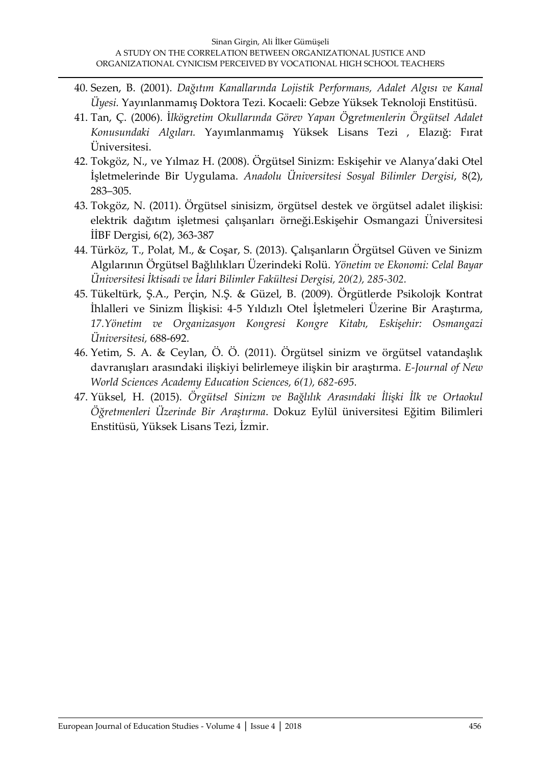40. Sezen, B. (2001). *Dağıtım Kanallarında Lojistik Performans, Adalet Algısı ve Kanal Üyesi.* Yayınlanmamış Doktora Tezi. Kocaeli: Gebze Yüksek Teknoloji Enstitüsü.
41. Tan, Ç. (2006). *İlkögretim Okullarında Görev Yapan Ögretmenlerin Örgütsel Adalet Konusundaki Algıları.* Yayımlanmamış Yüksek Lisans Tezi , Elazığ: Fırat Üniversitesi.
42. Tokgöz, N., ve Yılmaz H. (2008). Örgütsel Sinizm: Eskişehir ve Alanya'daki Otel İşletmelerinde Bir Uygulama. *Anadolu Üniversitesi Sosyal Bilimler Dergisi*, 8(2), 283–305.
43. Tokgöz, N. (2011). Örgütsel sinisizm, örgütsel destek ve örgütsel adalet ilişkisi: elektrik dağıtım işletmesi çalışanları örneği.Eskişehir Osmangazi Üniversitesi İİBF Dergisi, 6(2), 363-387
44. Türköz, T., Polat, M., & Coşar, S. (2013). Çalışanların Örgütsel Güven ve Sinizm Algılarının Örgütsel Bağlılıkları Üzerindeki Rolü. *Yönetim ve Ekonomi: Celal Bayar Üniversitesi İktisadi ve İdari Bilimler Fakültesi Dergisi, 20(2), 285-302.*
45. Tükeltürk, Ş.A., Perçin, N.Ş. & Güzel, B. (2009). Örgütlerde Psikolojk Kontrat İhlalleri ve Sinizm İlişkisi: 4-5 Yıldızlı Otel İşletmeleri Üzerine Bir Araştırma, *17.Yönetim ve Organizasyon Kongresi Kongre Kitabı, Eskişehir: Osmangazi Üniversitesi*, 688-692.
46. Yetim, S. A. & Ceylan, Ö. Ö. (2011). Örgütsel sinizm ve örgütsel vatandaşlık davranışları arasındaki ilişkiyi belirlemeye ilişkin bir araştırma. *E-Journal of New World Sciences Academy Education Sciences, 6(1), 682-695.*
47. Yüksel, H. (2015). *Örgütsel Sinizm ve Bağlılık Arasındaki İlişki İlk ve Ortaokul Öğretmenleri Üzerinde Bir Araştırma*. Dokuz Eylül üniversitesi Eğitim Bilimleri Enstitüsü, Yüksek Lisans Tezi, İzmir.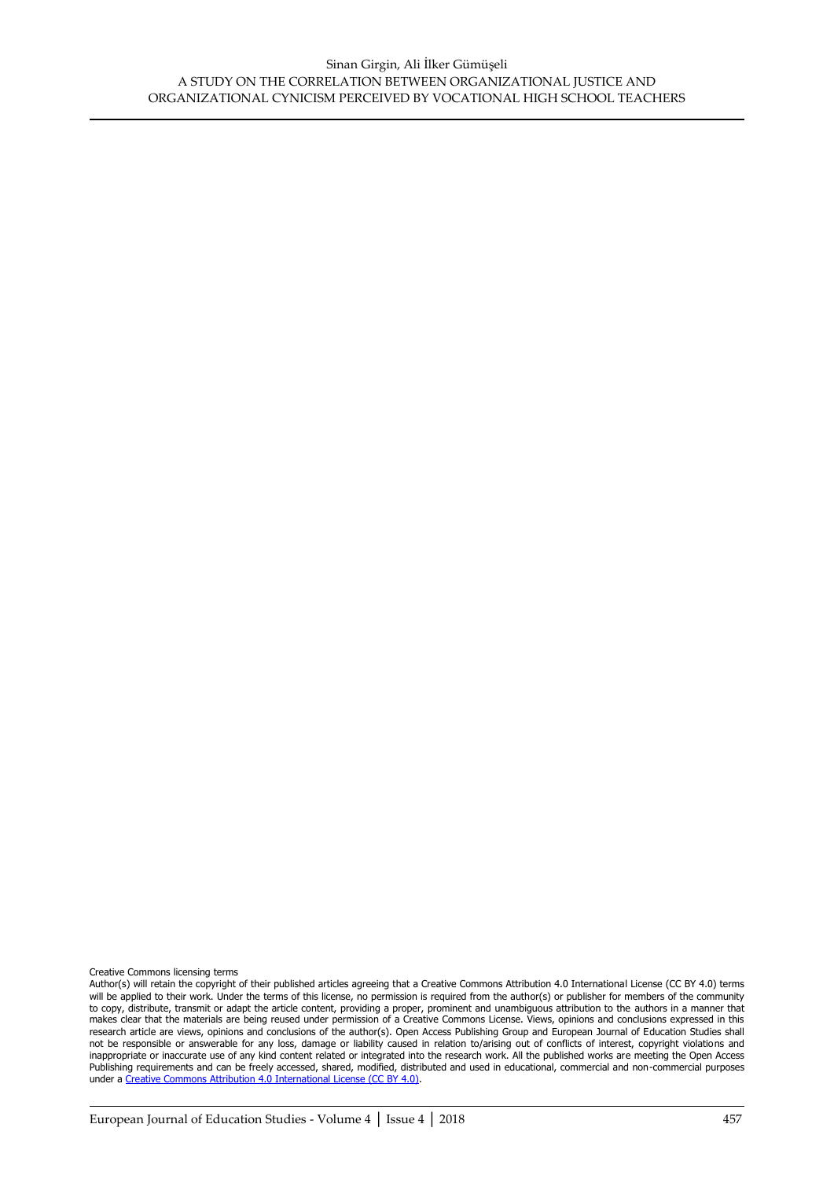Creative Commons licensing terms

Author(s) will retain the copyright of their published articles agreeing that a Creative Commons Attribution 4.0 International License (CC BY 4.0) terms will be applied to their work. Under the terms of this license, no permission is required from the author(s) or publisher for members of the community to copy, distribute, transmit or adapt the article content, providing a proper, prominent and unambiguous attribution to the authors in a manner that makes clear that the materials are being reused under permission of a Creative Commons License. Views, opinions and conclusions expressed in this research article are views, opinions and conclusions of the author(s). Open Access Publishing Group and European Journal of Education Studies shall not be responsible or answerable for any loss, damage or liability caused in relation to/arising out of conflicts of interest, copyright violations and inappropriate or inaccurate use of any kind content related or integrated into the research work. All the published works are meeting the Open Access Publishing requirements and can be freely accessed, shared, modified, distributed and used in educational, commercial and non-commercial purposes under a [Creative Commons Attribution 4.0 International License (CC BY 4.0)](https://creativecommons.org/licenses/by/4.0/).